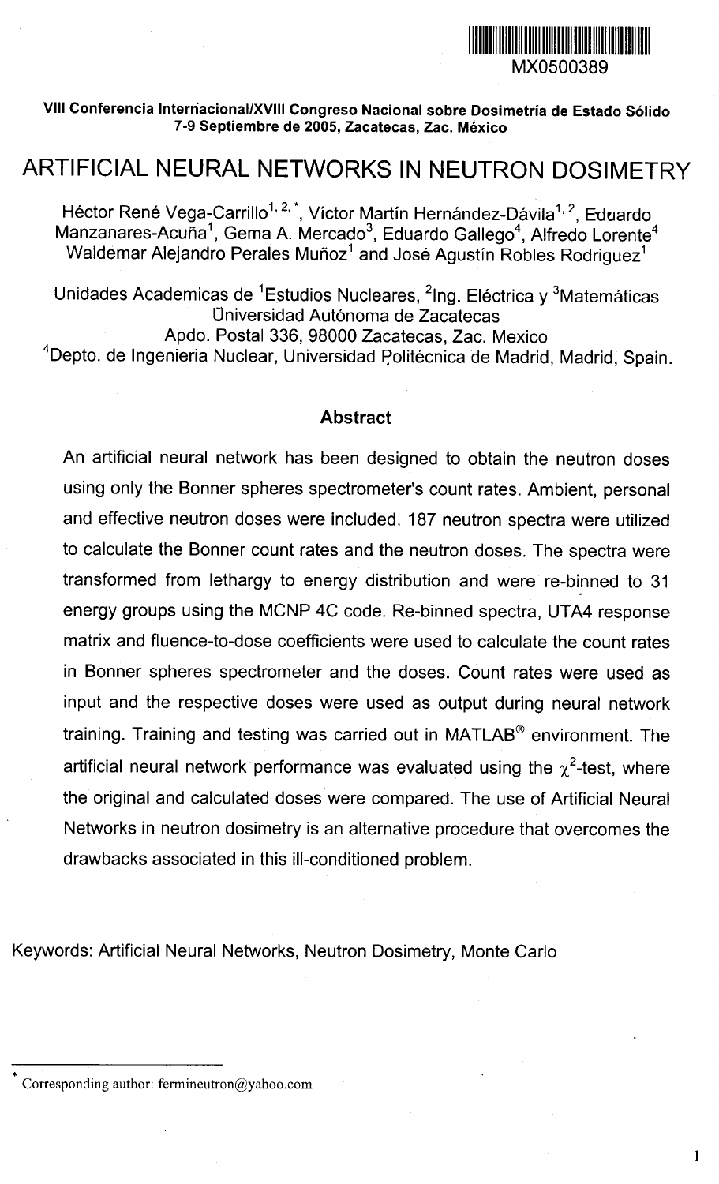MX0500389

**VIII Conferencia Internacional/XVIII Congreso Nacional sobre Dosimetría de Estado Sólido**
**7-9 Septiembre de 2005, Zacatecas, Zac. México**

# ARTIFICIAL NEURAL NETWORKS IN NEUTRON DOSIMETRY

Héctor René Vega-Carrillo[1,2,*], Víctor Martín Hernández-Dávila[1,2], Eduardo Manzanares-Acuña[1], Gema A. Mercado[3], Eduardo Gallego[4], Alfredo Lorente[4] Waldemar Alejandro Perales Muñoz[1] and José Agustín Robles Rodriguez[1]

Unidades Academicas de [1]Estudios Nucleares, [2]Ing. Eléctrica y [3]Matemáticas
Universidad Autónoma de Zacatecas
Apdo. Postal 336, 98000 Zacatecas, Zac. Mexico
[4]Depto. de Ingenieria Nuclear, Universidad Politécnica de Madrid, Madrid, Spain.

## Abstract

An artificial neural network has been designed to obtain the neutron doses using only the Bonner spheres spectrometer's count rates. Ambient, personal and effective neutron doses were included. 187 neutron spectra were utilized to calculate the Bonner count rates and the neutron doses. The spectra were transformed from lethargy to energy distribution and were re-binned to 31 energy groups using the MCNP 4C code. Re-binned spectra, UTA4 response matrix and fluence-to-dose coefficients were used to calculate the count rates in Bonner spheres spectrometer and the doses. Count rates were used as input and the respective doses were used as output during neural network training. Training and testing was carried out in MATLAB® environment. The artificial neural network performance was evaluated using the $\chi^2$-test, where the original and calculated doses were compared. The use of Artificial Neural Networks in neutron dosimetry is an alternative procedure that overcomes the drawbacks associated in this ill-conditioned problem.

Keywords: Artificial Neural Networks, Neutron Dosimetry, Monte Carlo

---

[*] Corresponding author: fermineutron@yahoo.com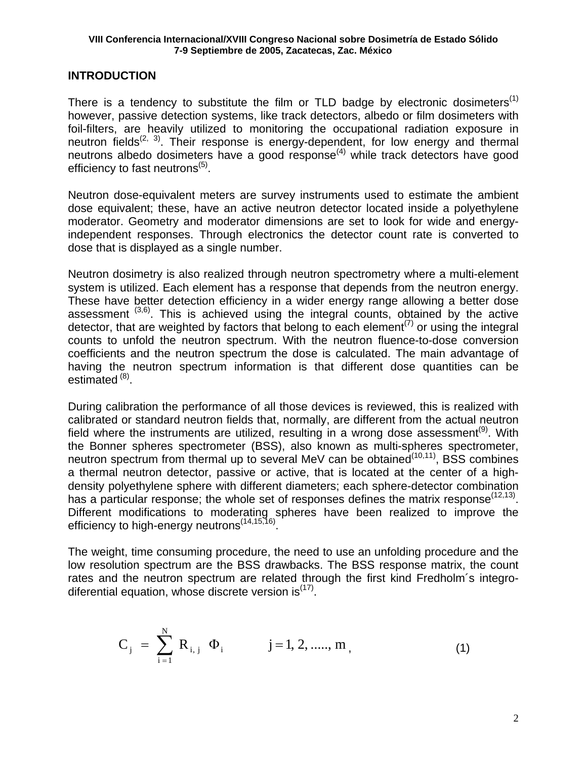## INTRODUCTION

There is a tendency to substitute the film or TLD badge by electronic dosimeters[1] however, passive detection systems, like track detectors, albedo or film dosimeters with foil-filters, are heavily utilized to monitoring the occupational radiation exposure in neutron fields[2, 3]. Their response is energy-dependent, for low energy and thermal neutrons albedo dosimeters have a good response[4] while track detectors have good efficiency to fast neutrons[5].

Neutron dose-equivalent meters are survey instruments used to estimate the ambient dose equivalent; these, have an active neutron detector located inside a polyethylene moderator. Geometry and moderator dimensions are set to look for wide and energy-independent responses. Through electronics the detector count rate is converted to dose that is displayed as a single number.

Neutron dosimetry is also realized through neutron spectrometry where a multi-element system is utilized. Each element has a response that depends from the neutron energy. These have better detection efficiency in a wider energy range allowing a better dose assessment [3,6]. This is achieved using the integral counts, obtained by the active detector, that are weighted by factors that belong to each element[7] or using the integral counts to unfold the neutron spectrum. With the neutron fluence-to-dose conversion coefficients and the neutron spectrum the dose is calculated. The main advantage of having the neutron spectrum information is that different dose quantities can be estimated [8].

During calibration the performance of all those devices is reviewed, this is realized with calibrated or standard neutron fields that, normally, are different from the actual neutron field where the instruments are utilized, resulting in a wrong dose assessment[9]. With the Bonner spheres spectrometer (BSS), also known as multi-spheres spectrometer, neutron spectrum from thermal up to several MeV can be obtained[10,11], BSS combines a thermal neutron detector, passive or active, that is located at the center of a high-density polyethylene sphere with different diameters; each sphere-detector combination has a particular response; the whole set of responses defines the matrix response[12,13]. Different modifications to moderating spheres have been realized to improve the efficiency to high-energy neutrons[14,15,16].

The weight, time consuming procedure, the need to use an unfolding procedure and the low resolution spectrum are the BSS drawbacks. The BSS response matrix, the count rates and the neutron spectrum are related through the first kind Fredholm´s integro-diferential equation, whose discrete version is[17].

$$C_j = \sum_{i=1}^{N} R_{i,j} \, \Phi_i \qquad j = 1, 2, ....., m \,, \tag{1}$$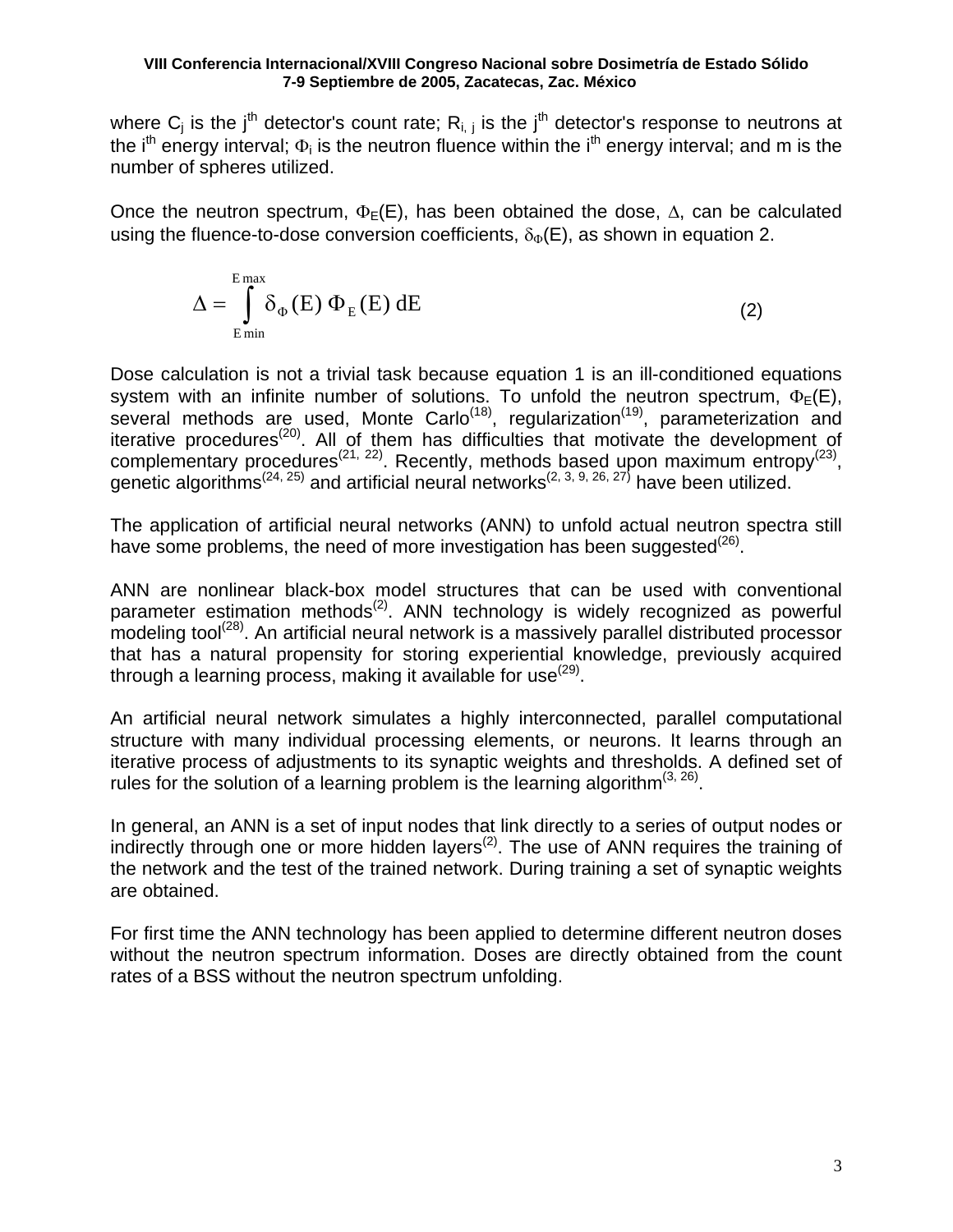where $C_j$ is the $j^{th}$ detector's count rate; $R_{i,j}$ is the $j^{th}$ detector's response to neutrons at the $i^{th}$ energy interval; $\Phi_i$ is the neutron fluence within the $i^{th}$ energy interval; and m is the number of spheres utilized.

Once the neutron spectrum, $\Phi_E(E)$, has been obtained the dose, $\Delta$, can be calculated using the fluence-to-dose conversion coefficients, $\delta_\Phi(E)$, as shown in equation 2.

$$\Delta = \int_{E\,min}^{E\,max} \delta_\Phi(E)\,\Phi_E(E)\,dE \qquad (2)$$

Dose calculation is not a trivial task because equation 1 is an ill-conditioned equations system with an infinite number of solutions. To unfold the neutron spectrum, $\Phi_E(E)$, several methods are used, Monte Carlo[18], regularization[19], parameterization and iterative procedures[20]. All of them has difficulties that motivate the development of complementary procedures[21, 22]. Recently, methods based upon maximum entropy[23], genetic algorithms[24, 25] and artificial neural networks[2, 3, 9, 26, 27] have been utilized.

The application of artificial neural networks (ANN) to unfold actual neutron spectra still have some problems, the need of more investigation has been suggested[26].

ANN are nonlinear black-box model structures that can be used with conventional parameter estimation methods[2]. ANN technology is widely recognized as powerful modeling tool[28]. An artificial neural network is a massively parallel distributed processor that has a natural propensity for storing experiential knowledge, previously acquired through a learning process, making it available for use[29].

An artificial neural network simulates a highly interconnected, parallel computational structure with many individual processing elements, or neurons. It learns through an iterative process of adjustments to its synaptic weights and thresholds. A defined set of rules for the solution of a learning problem is the learning algorithm[3, 26].

In general, an ANN is a set of input nodes that link directly to a series of output nodes or indirectly through one or more hidden layers[2]. The use of ANN requires the training of the network and the test of the trained network. During training a set of synaptic weights are obtained.

For first time the ANN technology has been applied to determine different neutron doses without the neutron spectrum information. Doses are directly obtained from the count rates of a BSS without the neutron spectrum unfolding.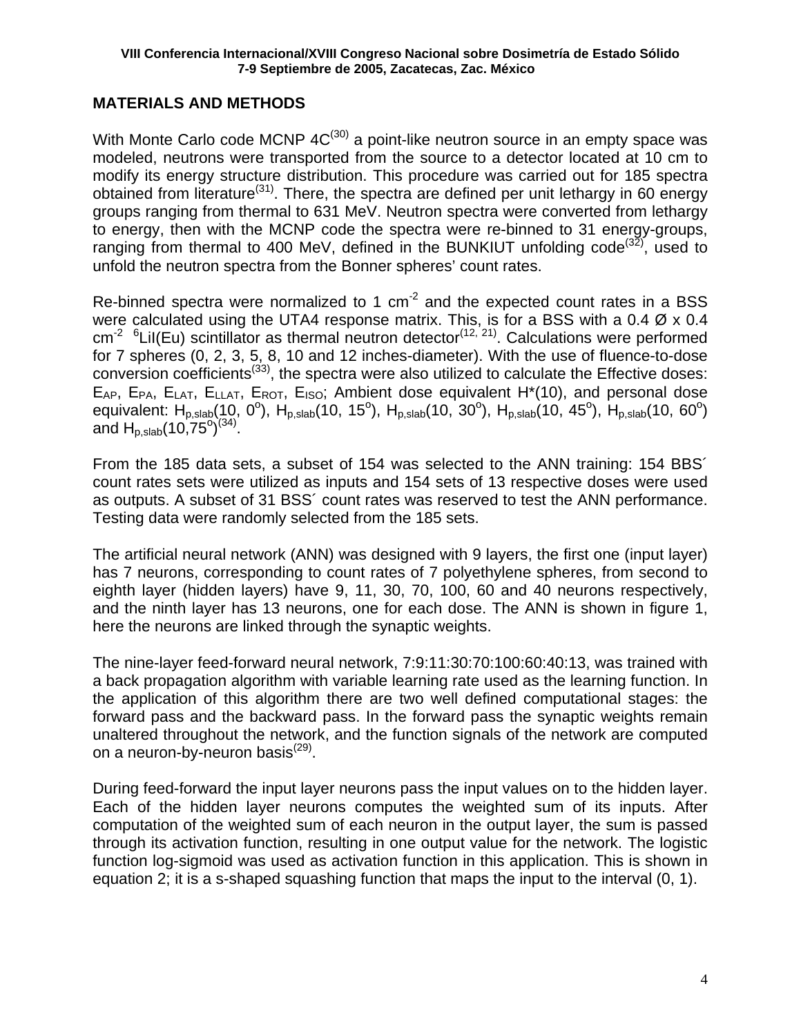## MATERIALS AND METHODS

With Monte Carlo code MCNP 4C[30] a point-like neutron source in an empty space was modeled, neutrons were transported from the source to a detector located at 10 cm to modify its energy structure distribution. This procedure was carried out for 185 spectra obtained from literature[31]. There, the spectra are defined per unit lethargy in 60 energy groups ranging from thermal to 631 MeV. Neutron spectra were converted from lethargy to energy, then with the MCNP code the spectra were re-binned to 31 energy-groups, ranging from thermal to 400 MeV, defined in the BUNKIUT unfolding code[32], used to unfold the neutron spectra from the Bonner spheres' count rates.

Re-binned spectra were normalized to 1 $cm^{-2}$ and the expected count rates in a BSS were calculated using the UTA4 response matrix. This, is for a BSS with a 0.4 Ø x 0.4 $cm^{-2}$ $^{6}$LiI(Eu) scintillator as thermal neutron detector[12, 21]. Calculations were performed for 7 spheres (0, 2, 3, 5, 8, 10 and 12 inches-diameter). With the use of fluence-to-dose conversion coefficients[33], the spectra were also utilized to calculate the Effective doses: $E_{AP}$, $E_{PA}$, $E_{LAT}$, $E_{LLAT}$, $E_{ROT}$, $E_{ISO}$; Ambient dose equivalent H*(10), and personal dose equivalent: $H_{p,slab}(10, 0^o)$, $H_{p,slab}(10, 15^o)$, $H_{p,slab}(10, 30^o)$, $H_{p,slab}(10, 45^o)$, $H_{p,slab}(10, 60^o)$ and $H_{p,slab}(10, 75^o)$[34].

From the 185 data sets, a subset of 154 was selected to the ANN training: 154 BBS´ count rates sets were utilized as inputs and 154 sets of 13 respective doses were used as outputs. A subset of 31 BSS´ count rates was reserved to test the ANN performance. Testing data were randomly selected from the 185 sets.

The artificial neural network (ANN) was designed with 9 layers, the first one (input layer) has 7 neurons, corresponding to count rates of 7 polyethylene spheres, from second to eighth layer (hidden layers) have 9, 11, 30, 70, 100, 60 and 40 neurons respectively, and the ninth layer has 13 neurons, one for each dose. The ANN is shown in figure 1, here the neurons are linked through the synaptic weights.

The nine-layer feed-forward neural network, 7:9:11:30:70:100:60:40:13, was trained with a back propagation algorithm with variable learning rate used as the learning function. In the application of this algorithm there are two well defined computational stages: the forward pass and the backward pass. In the forward pass the synaptic weights remain unaltered throughout the network, and the function signals of the network are computed on a neuron-by-neuron basis[29].

During feed-forward the input layer neurons pass the input values on to the hidden layer. Each of the hidden layer neurons computes the weighted sum of its inputs. After computation of the weighted sum of each neuron in the output layer, the sum is passed through its activation function, resulting in one output value for the network. The logistic function log-sigmoid was used as activation function in this application. This is shown in equation 2; it is a s-shaped squashing function that maps the input to the interval (0, 1).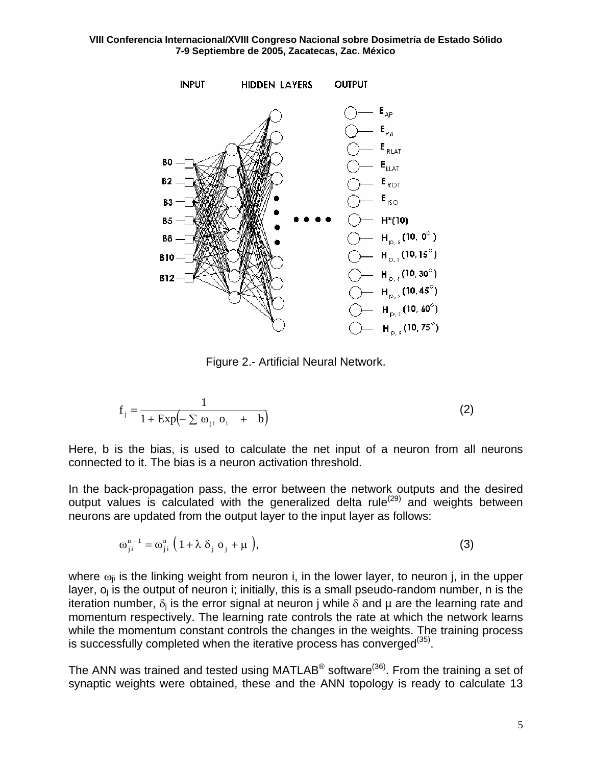Figure 2.- Artificial Neural Network.

$$f_j = \frac{1}{1 + \mathrm{Exp}\left(- \sum \omega_{ji}\ o_i \quad + \quad b\right)} \qquad (2)$$

Here, b is the bias, is used to calculate the net input of a neuron from all neurons connected to it. The bias is a neuron activation threshold.

In the back-propagation pass, the error between the network outputs and the desired output values is calculated with the generalized delta rule[29] and weights between neurons are updated from the output layer to the input layer as follows:

$$\omega_{ji}^{n+1} = \omega_{ji}^{n}\ \left(1 + \lambda\ \delta_j\ o_j + \mu\ \right), \qquad (3)$$

where $\omega_{ji}$ is the linking weight from neuron i, in the lower layer, to neuron j, in the upper layer, $o_j$ is the output of neuron i; initially, this is a small pseudo-random number, n is the iteration number, $\delta_j$ is the error signal at neuron j while $\delta$ and µ are the learning rate and momentum respectively. The learning rate controls the rate at which the network learns while the momentum constant controls the changes in the weights. The training process is successfully completed when the iterative process has converged[35].

The ANN was trained and tested using MATLAB® software[36]. From the training a set of synaptic weights were obtained, these and the ANN topology is ready to calculate 13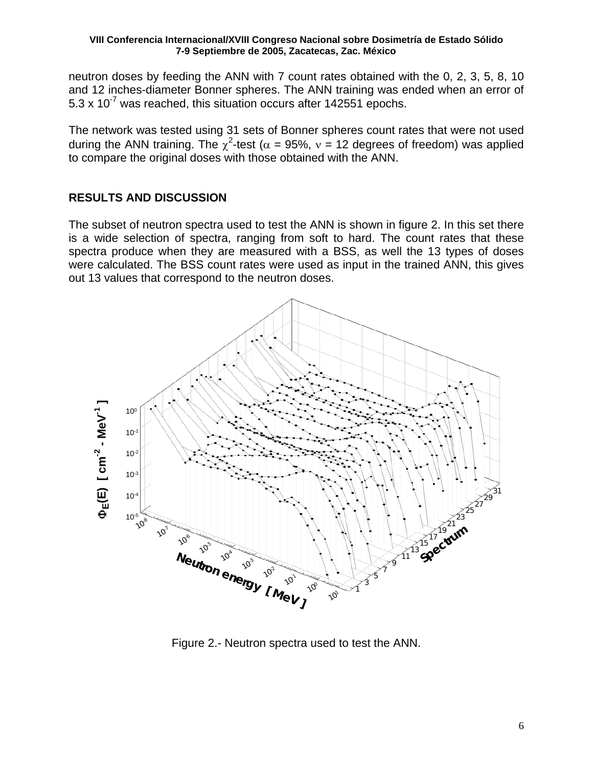neutron doses by feeding the ANN with 7 count rates obtained with the 0, 2, 3, 5, 8, 10 and 12 inches-diameter Bonner spheres. The ANN training was ended when an error of $5.3 \times 10^{-7}$ was reached, this situation occurs after 142551 epochs.

The network was tested using 31 sets of Bonner spheres count rates that were not used during the ANN training. The $\chi^2$-test ($\alpha$ = 95%, $\nu$ = 12 degrees of freedom) was applied to compare the original doses with those obtained with the ANN.

## RESULTS AND DISCUSSION

The subset of neutron spectra used to test the ANN is shown in figure 2. In this set there is a wide selection of spectra, ranging from soft to hard. The count rates that these spectra produce when they are measured with a BSS, as well the 13 types of doses were calculated. The BSS count rates were used as input in the trained ANN, this gives out 13 values that correspond to the neutron doses.

Figure 2.- Neutron spectra used to test the ANN.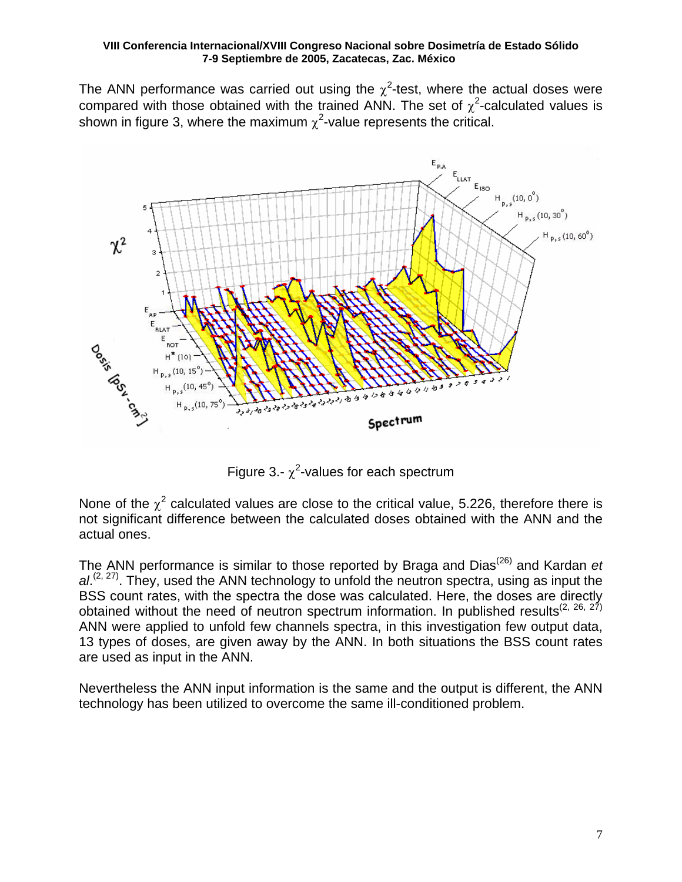The ANN performance was carried out using the $\chi^2$-test, where the actual doses were compared with those obtained with the trained ANN. The set of $\chi^2$-calculated values is shown in figure 3, where the maximum $\chi^2$-value represents the critical.

Figure 3.- $\chi^2$-values for each spectrum

None of the $\chi^2$ calculated values are close to the critical value, 5.226, therefore there is not significant difference between the calculated doses obtained with the ANN and the actual ones.

The ANN performance is similar to those reported by Braga and Dias[26] and Kardan *et al*.[2, 27]. They, used the ANN technology to unfold the neutron spectra, using as input the BSS count rates, with the spectra the dose was calculated. Here, the doses are directly obtained without the need of neutron spectrum information. In published results[2, 26, 27] ANN were applied to unfold few channels spectra, in this investigation few output data, 13 types of doses, are given away by the ANN. In both situations the BSS count rates are used as input in the ANN.

Nevertheless the ANN input information is the same and the output is different, the ANN technology has been utilized to overcome the same ill-conditioned problem.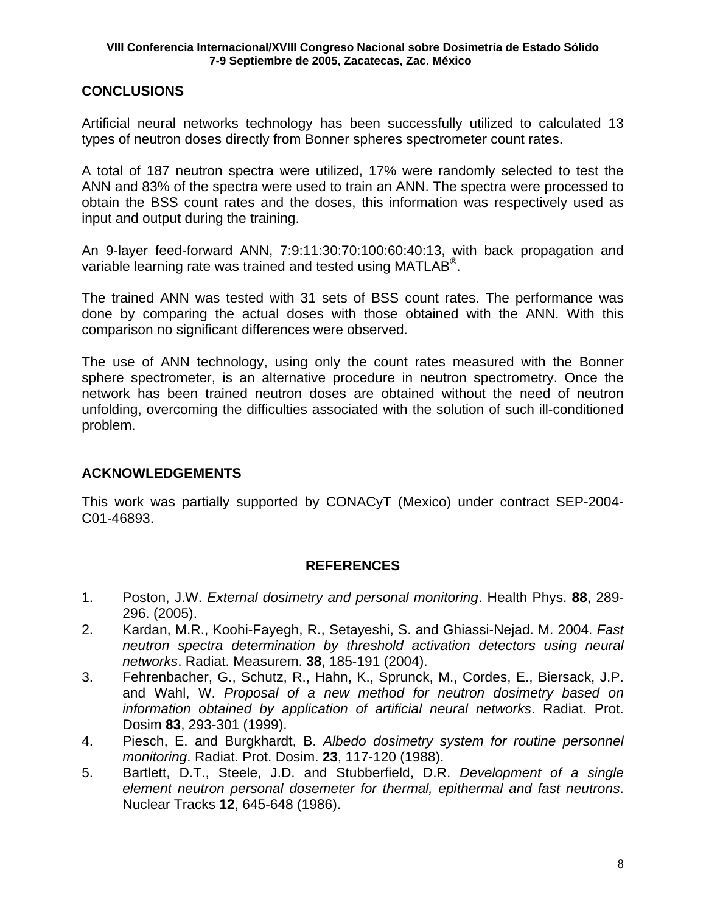## CONCLUSIONS

Artificial neural networks technology has been successfully utilized to calculated 13 types of neutron doses directly from Bonner spheres spectrometer count rates.

A total of 187 neutron spectra were utilized, 17% were randomly selected to test the ANN and 83% of the spectra were used to train an ANN. The spectra were processed to obtain the BSS count rates and the doses, this information was respectively used as input and output during the training.

An 9-layer feed-forward ANN, 7:9:11:30:70:100:60:40:13, with back propagation and variable learning rate was trained and tested using MATLAB®.

The trained ANN was tested with 31 sets of BSS count rates. The performance was done by comparing the actual doses with those obtained with the ANN. With this comparison no significant differences were observed.

The use of ANN technology, using only the count rates measured with the Bonner sphere spectrometer, is an alternative procedure in neutron spectrometry. Once the network has been trained neutron doses are obtained without the need of neutron unfolding, overcoming the difficulties associated with the solution of such ill-conditioned problem.

## ACKNOWLEDGEMENTS

This work was partially supported by CONACyT (Mexico) under contract SEP-2004-C01-46893.

## REFERENCES

1. Poston, J.W. *External dosimetry and personal monitoring*. Health Phys. **88**, 289-296. (2005).
2. Kardan, M.R., Koohi-Fayegh, R., Setayeshi, S. and Ghiassi-Nejad. M. 2004. *Fast neutron spectra determination by threshold activation detectors using neural networks*. Radiat. Measurem. **38**, 185-191 (2004).
3. Fehrenbacher, G., Schutz, R., Hahn, K., Sprunck, M., Cordes, E., Biersack, J.P. and Wahl, W. *Proposal of a new method for neutron dosimetry based on information obtained by application of artificial neural networks*. Radiat. Prot. Dosim **83**, 293-301 (1999).
4. Piesch, E. and Burgkhardt, B. *Albedo dosimetry system for routine personnel monitoring*. Radiat. Prot. Dosim. **23**, 117-120 (1988).
5. Bartlett, D.T., Steele, J.D. and Stubberfield, D.R. *Development of a single element neutron personal dosemeter for thermal, epithermal and fast neutrons*. Nuclear Tracks **12**, 645-648 (1986).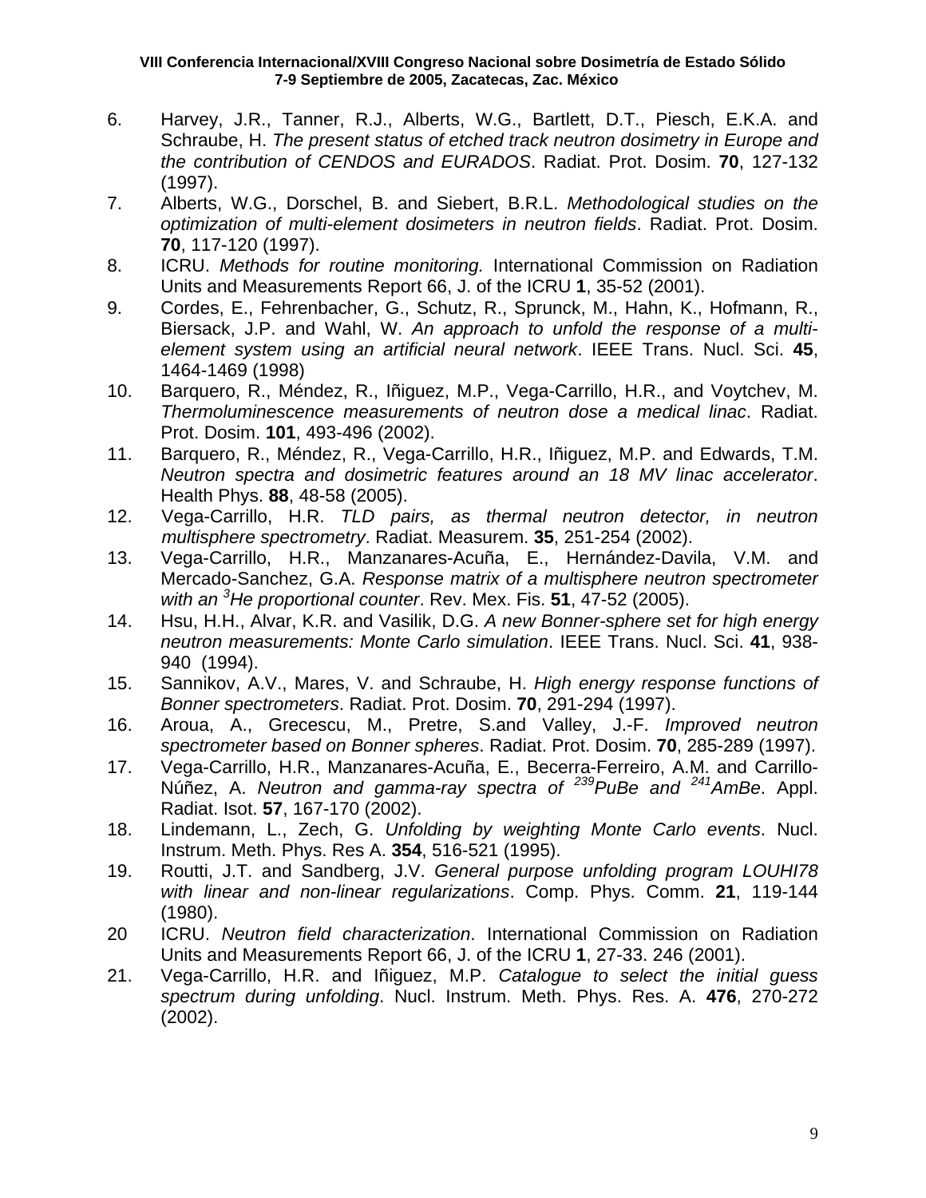6. Harvey, J.R., Tanner, R.J., Alberts, W.G., Bartlett, D.T., Piesch, E.K.A. and Schraube, H. *The present status of etched track neutron dosimetry in Europe and the contribution of CENDOS and EURADOS*. Radiat. Prot. Dosim. **70**, 127-132 (1997).
7. Alberts, W.G., Dorschel, B. and Siebert, B.R.L. *Methodological studies on the optimization of multi-element dosimeters in neutron fields*. Radiat. Prot. Dosim. **70**, 117-120 (1997).
8. ICRU. *Methods for routine monitoring.* International Commission on Radiation Units and Measurements Report 66, J. of the ICRU **1**, 35-52 (2001).
9. Cordes, E., Fehrenbacher, G., Schutz, R., Sprunck, M., Hahn, K., Hofmann, R., Biersack, J.P. and Wahl, W. *An approach to unfold the response of a multi-element system using an artificial neural network*. IEEE Trans. Nucl. Sci. **45**, 1464-1469 (1998)
10. Barquero, R., Méndez, R., Iñiguez, M.P., Vega-Carrillo, H.R., and Voytchev, M. *Thermoluminescence measurements of neutron dose a medical linac*. Radiat. Prot. Dosim. **101**, 493-496 (2002).
11. Barquero, R., Méndez, R., Vega-Carrillo, H.R., Iñiguez, M.P. and Edwards, T.M. *Neutron spectra and dosimetric features around an 18 MV linac accelerator*. Health Phys. **88**, 48-58 (2005).
12. Vega-Carrillo, H.R. *TLD pairs, as thermal neutron detector, in neutron multisphere spectrometry*. Radiat. Measurem. **35**, 251-254 (2002).
13. Vega-Carrillo, H.R., Manzanares-Acuña, E., Hernández-Davila, V.M. and Mercado-Sanchez, G.A. *Response matrix of a multisphere neutron spectrometer with an $^{3}$He proportional counter*. Rev. Mex. Fis. **51**, 47-52 (2005).
14. Hsu, H.H., Alvar, K.R. and Vasilik, D.G. *A new Bonner-sphere set for high energy neutron measurements: Monte Carlo simulation*. IEEE Trans. Nucl. Sci. **41**, 938-940 (1994).
15. Sannikov, A.V., Mares, V. and Schraube, H. *High energy response functions of Bonner spectrometers*. Radiat. Prot. Dosim. **70**, 291-294 (1997).
16. Aroua, A., Grecescu, M., Pretre, S.and Valley, J.-F. *Improved neutron spectrometer based on Bonner spheres*. Radiat. Prot. Dosim. **70**, 285-289 (1997).
17. Vega-Carrillo, H.R., Manzanares-Acuña, E., Becerra-Ferreiro, A.M. and Carrillo-Núñez, A. *Neutron and gamma-ray spectra of $^{239}$PuBe and $^{241}$AmBe*. Appl. Radiat. Isot. **57**, 167-170 (2002).
18. Lindemann, L., Zech, G. *Unfolding by weighting Monte Carlo events*. Nucl. Instrum. Meth. Phys. Res A. **354**, 516-521 (1995).
19. Routti, J.T. and Sandberg, J.V. *General purpose unfolding program LOUHI78 with linear and non-linear regularizations*. Comp. Phys. Comm. **21**, 119-144 (1980).
20. ICRU. *Neutron field characterization*. International Commission on Radiation Units and Measurements Report 66, J. of the ICRU **1**, 27-33. 246 (2001).
21. Vega-Carrillo, H.R. and Iñiguez, M.P. *Catalogue to select the initial guess spectrum during unfolding*. Nucl. Instrum. Meth. Phys. Res. A. **476**, 270-272 (2002).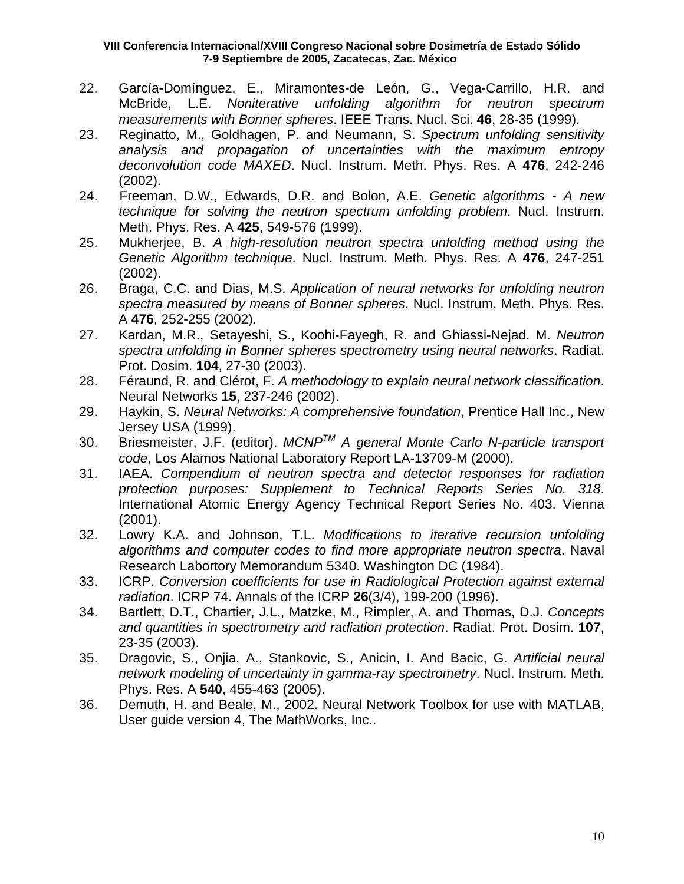22. García-Domínguez, E., Miramontes-de León, G., Vega-Carrillo, H.R. and McBride, L.E. *Noniterative unfolding algorithm for neutron spectrum measurements with Bonner spheres*. IEEE Trans. Nucl. Sci. **46**, 28-35 (1999).
23. Reginatto, M., Goldhagen, P. and Neumann, S. *Spectrum unfolding sensitivity analysis and propagation of uncertainties with the maximum entropy deconvolution code MAXED*. Nucl. Instrum. Meth. Phys. Res. A **476**, 242-246 (2002).
24. Freeman, D.W., Edwards, D.R. and Bolon, A.E. *Genetic algorithms - A new technique for solving the neutron spectrum unfolding problem*. Nucl. Instrum. Meth. Phys. Res. A **425**, 549-576 (1999).
25. Mukherjee, B. *A high-resolution neutron spectra unfolding method using the Genetic Algorithm technique*. Nucl. Instrum. Meth. Phys. Res. A **476**, 247-251 (2002).
26. Braga, C.C. and Dias, M.S. *Application of neural networks for unfolding neutron spectra measured by means of Bonner spheres*. Nucl. Instrum. Meth. Phys. Res. A **476**, 252-255 (2002).
27. Kardan, M.R., Setayeshi, S., Koohi-Fayegh, R. and Ghiassi-Nejad. M. *Neutron spectra unfolding in Bonner spheres spectrometry using neural networks*. Radiat. Prot. Dosim. **104**, 27-30 (2003).
28. Féraund, R. and Clérot, F. *A methodology to explain neural network classification*. Neural Networks **15**, 237-246 (2002).
29. Haykin, S. *Neural Networks: A comprehensive foundation*, Prentice Hall Inc., New Jersey USA (1999).
30. Briesmeister, J.F. (editor). *MCNP[TM] A general Monte Carlo N-particle transport code*, Los Alamos National Laboratory Report LA-13709-M (2000).
31. IAEA. *Compendium of neutron spectra and detector responses for radiation protection purposes: Supplement to Technical Reports Series No. 318*. International Atomic Energy Agency Technical Report Series No. 403. Vienna (2001).
32. Lowry K.A. and Johnson, T.L. *Modifications to iterative recursion unfolding algorithms and computer codes to find more appropriate neutron spectra*. Naval Research Labortory Memorandum 5340. Washington DC (1984).
33. ICRP. *Conversion coefficients for use in Radiological Protection against external radiation*. ICRP 74. Annals of the ICRP **26**(3/4), 199-200 (1996).
34. Bartlett, D.T., Chartier, J.L., Matzke, M., Rimpler, A. and Thomas, D.J. *Concepts and quantities in spectrometry and radiation protection*. Radiat. Prot. Dosim. **107**, 23-35 (2003).
35. Dragovic, S., Onjia, A., Stankovic, S., Anicin, I. And Bacic, G. *Artificial neural network modeling of uncertainty in gamma-ray spectrometry*. Nucl. Instrum. Meth. Phys. Res. A **540**, 455-463 (2005).
36. Demuth, H. and Beale, M., 2002. Neural Network Toolbox for use with MATLAB, User guide version 4, The MathWorks, Inc..